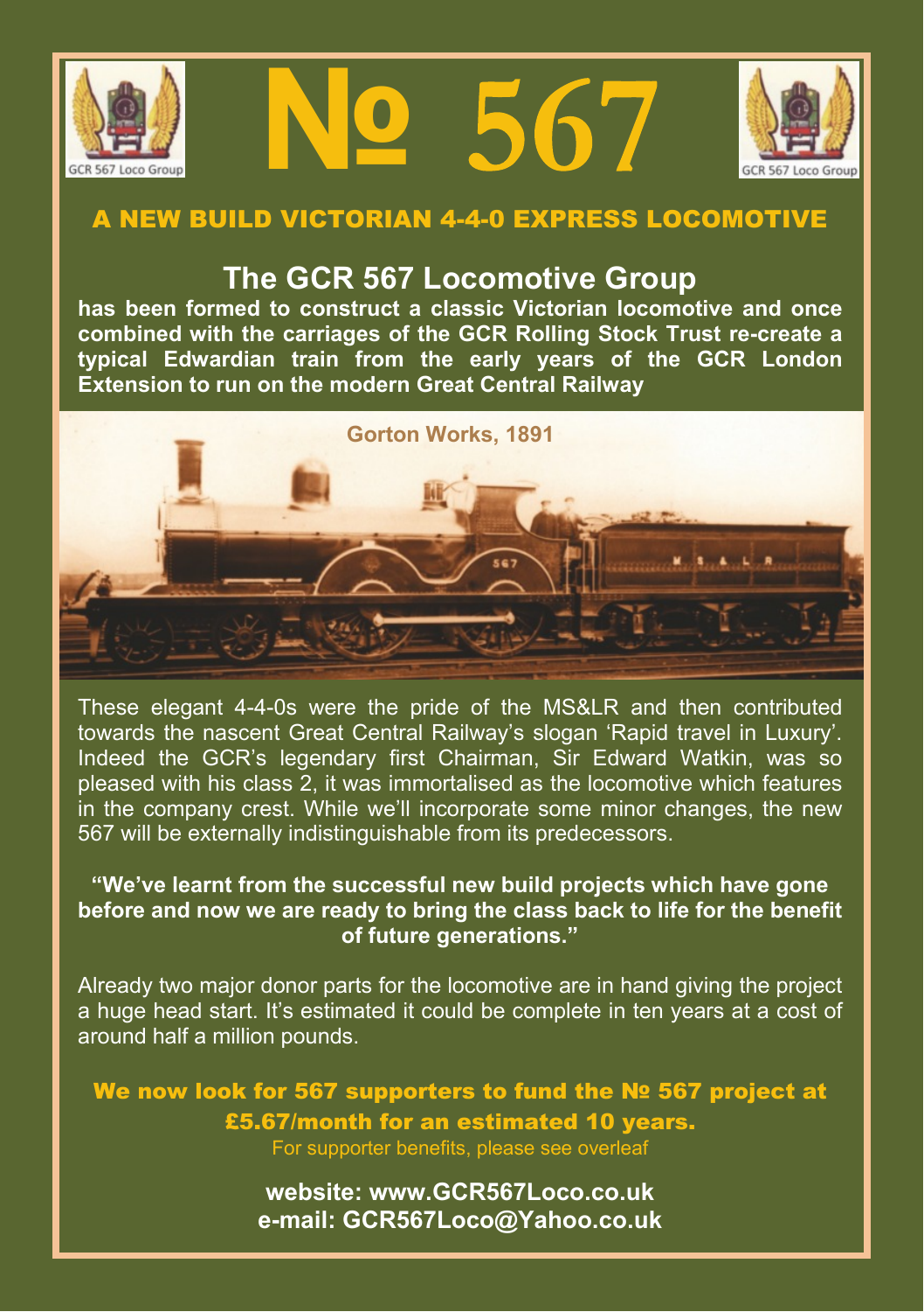# № 567

GCR 567 Loco Group

## A NEW BUILD VICTORIAN 4-4-0 EXPRESS LOCOMOTIVE

### The GCR 567 Locomotive Group

**has been formed to construct a classic Victorian locomotive and once combined with the carriages of the GCR Rolling Stock Trust re-create a typical Edwardian train from the early years of the GCR London Extension to run on the modern Great Central Railway**

Gorton Works, 1891

These elegant 4-4-0s were the pride of the MS&LR and then contributed towards the nascent Great Central Railway's slogan 'Rapid travel in Luxury'. Indeed the GCR's legendary first Chairman, Sir Edward Watkin, was so pleased with his class 2, it was immortalised as the locomotive which features in the company crest. While we'll incorporate some minor changes, the new 567 will be externally indistinguishable from its predecessors.

**"We've learnt from the successful new build projects which have gone before and now we are ready to bring the class back to life for the benefit of future generations."**

Already two major donor parts for the locomotive are in hand giving the project a huge head start. It's estimated it could be complete in ten years at a cost of around half a million pounds.

**We now look for 567 supporters to fund the № 567 project at £5.67/month for an estimated 10 years.**

For supporter benefits, please see overleaf

**website: www.GCR567Loco.co.uk**
**e-mail: GCR567Loco@Yahoo.co.uk**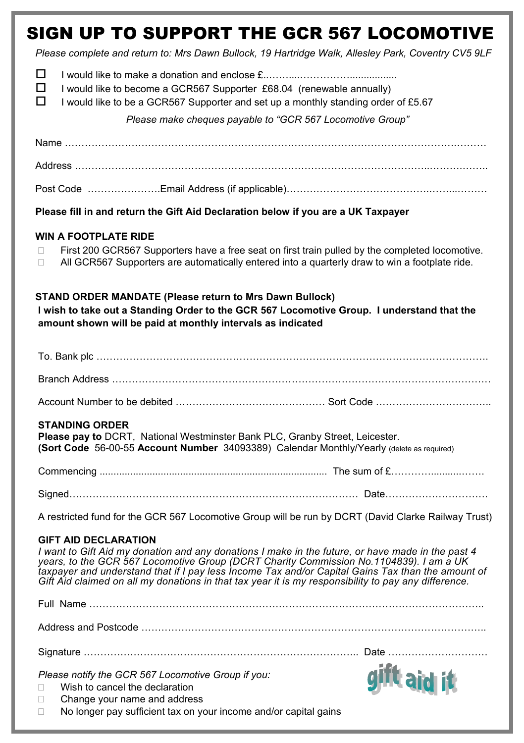# SIGN UP TO SUPPORT THE GCR 567 LOCOMOTIVE

*Please complete and return to: Mrs Dawn Bullock, 19 Hartridge Walk, Allesley Park, Coventry CV5 9LF*

- ☐ I would like to make a donation and enclose £..……....……………..................
- ☐ I would like to become a GCR567 Supporter £68.04 (renewable annually)
- ☐ I would like to be a GCR567 Supporter and set up a monthly standing order of £5.67

*Please make cheques payable to "GCR 567 Locomotive Group"*

Name ………………………………………………………………………………………………………….………

Address …………………………………………………………………………………………………..……….……..

Post Code ………………….Email Address (if applicable)………………………….………….……...………

**Please fill in and return the Gift Aid Declaration below if you are a UK Taxpayer**

**WIN A FOOTPLATE RIDE**

- First 200 GCR567 Supporters have a free seat on first train pulled by the completed locomotive.
- All GCR567 Supporters are automatically entered into a quarterly draw to win a footplate ride.

**STAND ORDER MANDATE (Please return to Mrs Dawn Bullock)**

**I wish to take out a Standing Order to the GCR 567 Locomotive Group. I understand that the amount shown will be paid at monthly intervals as indicated**

To. Bank plc ……………………………………………………………………………………………………….

Branch Address ……………………………………………………………………………………………………

Account Number to be debited ……………………………………… Sort Code ……………………………..

**STANDING ORDER**

**Please pay to** DCRT, National Westminster Bank PLC, Granby Street, Leicester.
**(Sort Code** 56-00-55 **Account Number** 34093389) Calendar Monthly/Yearly (delete as required)

Commencing ................................................................................. The sum of £…………..........…….

Signed…………………………………………………………………………….… Date…………….……………

A restricted fund for the GCR 567 Locomotive Group will be run by DCRT (David Clarke Railway Trust)

**GIFT AID DECLARATION**

*I want to Gift Aid my donation and any donations I make in the future, or have made in the past 4 years, to the GCR 567 Locomotive Group (DCRT Charity Commission No.1104839). I am a UK taxpayer and understand that if I pay less Income Tax and/or Capital Gains Tax than the amount of Gift Aid claimed on all my donations in that tax year it is my responsibility to pay any difference.*

Full Name …………………………………………………………………………………………………………..

Address and Postcode ……………………………………………………………………………………………..

Signature ……………………………………………………………………….. Date …………………………

gift aid it

*Please notify the GCR 567 Locomotive Group if you:*

- Wish to cancel the declaration
- Change your name and address
- No longer pay sufficient tax on your income and/or capital gains